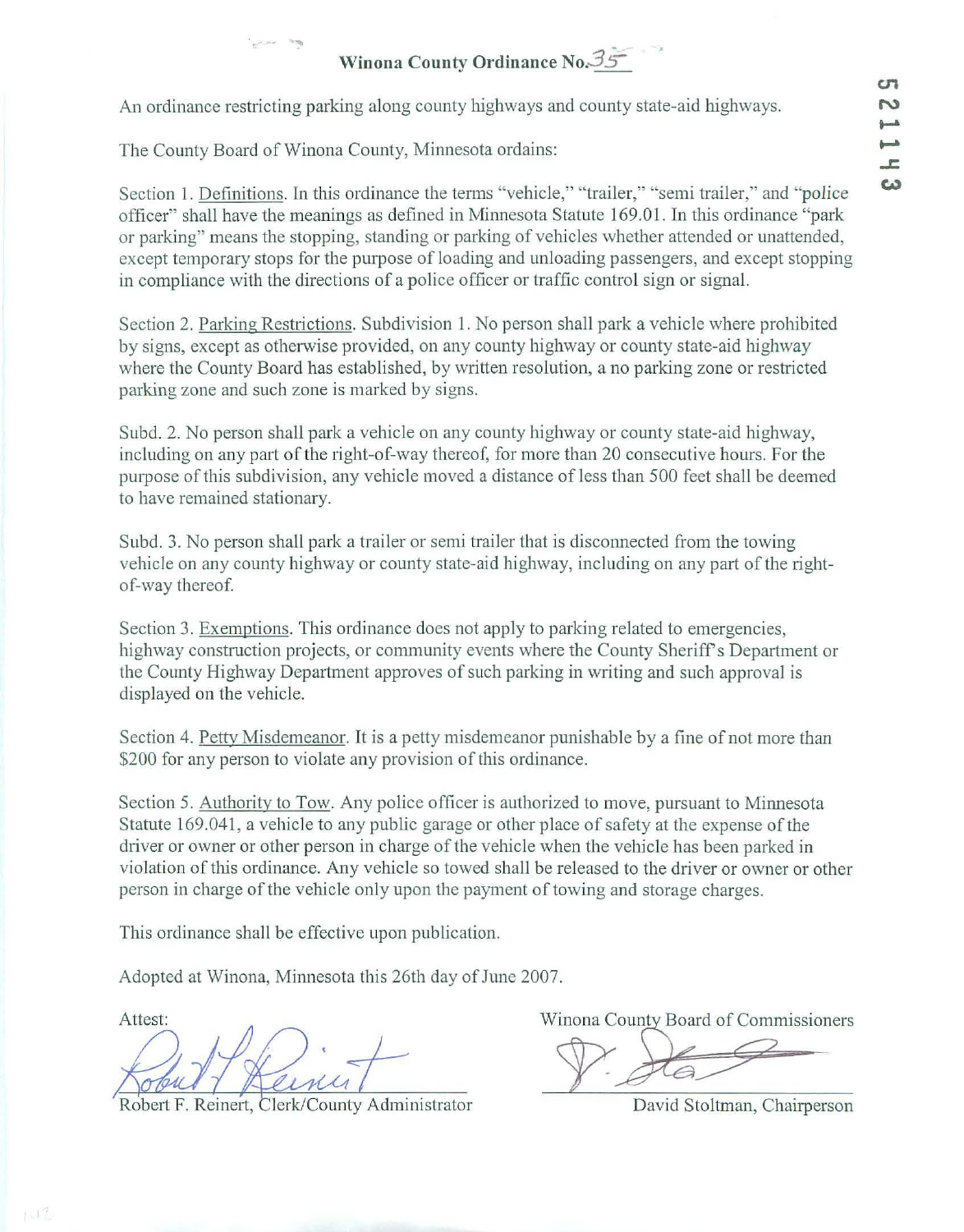# Winona County Ordinance No. 35

An ordinance restricting parking along county highways and county state-aid highways.

The County Board of Winona County, Minnesota ordains:

Section 1. Definitions. In this ordinance the terms "vehicle," "trailer," "semi trailer," and "police officer" shall have the meanings as defined in Minnesota Statute 169.01. In this ordinance "park or parking" means the stopping, standing or parking of vehicles whether attended or unattended, except temporary stops for the purpose of loading and unloading passengers, and except stopping in compliance with the directions of a police officer or traffic control sign or signal.

Section 2. Parking Restrictions. Subdivision 1. No person shall park a vehicle where prohibited by signs, except as otherwise provided, on any county highway or county state-aid highway where the County Board has established, by written resolution, a no parking zone or restricted parking zone and such zone is marked by signs.

Subd. 2. No person shall park a vehicle on any county highway or county state-aid highway, including on any part of the right-of-way thereof, for more than 20 consecutive hours. For the purpose of this subdivision, any vehicle moved a distance of less than 500 feet shall be deemed to have remained stationary.

Subd. 3. No person shall park a trailer or semi trailer that is disconnected from the towing vehicle on any county highway or county state-aid highway, including on any part of the right-of-way thereof.

Section 3. Exemptions. This ordinance does not apply to parking related to emergencies, highway construction projects, or community events where the County Sheriff's Department or the County Highway Department approves of such parking in writing and such approval is displayed on the vehicle.

Section 4. Petty Misdemeanor. It is a petty misdemeanor punishable by a fine of not more than $200 for any person to violate any provision of this ordinance.

Section 5. Authority to Tow. Any police officer is authorized to move, pursuant to Minnesota Statute 169.041, a vehicle to any public garage or other place of safety at the expense of the driver or owner or other person in charge of the vehicle when the vehicle has been parked in violation of this ordinance. Any vehicle so towed shall be released to the driver or owner or other person in charge of the vehicle only upon the payment of towing and storage charges.

This ordinance shall be effective upon publication.

Adopted at Winona, Minnesota this 26th day of June 2007.

Attest:

Robert F. Reinert, Clerk/County Administrator

Winona County Board of Commissioners

David Stoltman, Chairperson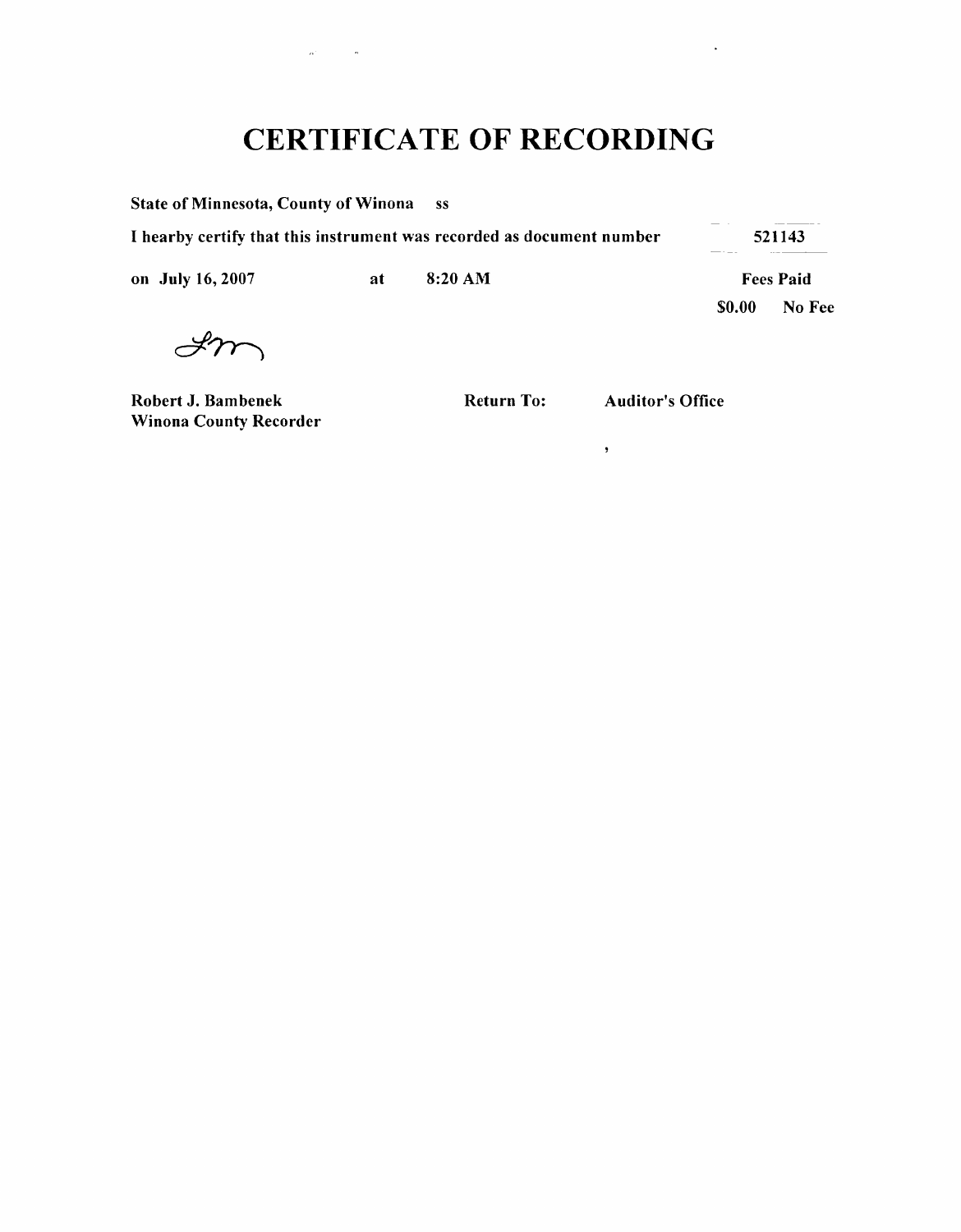# CERTIFICATE OF RECORDING

State of Minnesota, County of Winona ss

I hearby certify that this instrument was recorded as document number 521143

on July 16, 2007 at 8:20 AM

Fees Paid

$0.00 No Fee

Robert J. Bambenek
Winona County Recorder

Return To: Auditor's Office